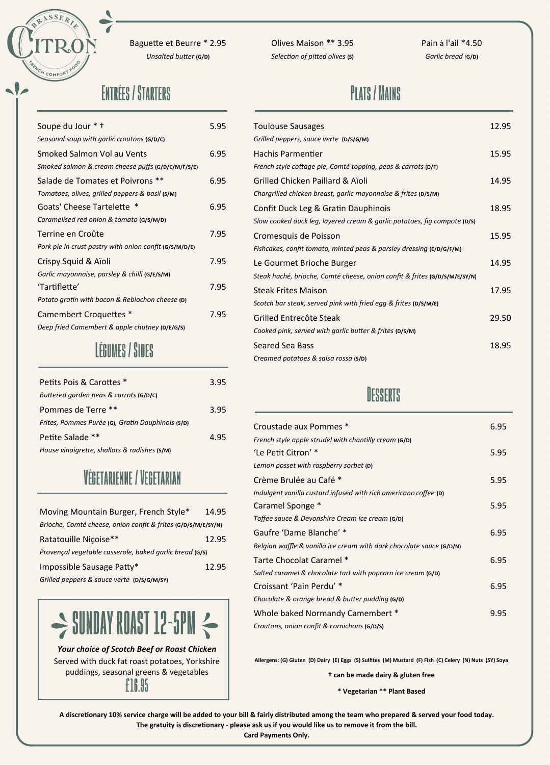# Brasserie Citron
French Comfort Food

Baguette et Beurre * 2.95
*Unsalted butter* (G/D)

Olives Maison ** 3.95
*Selection of pitted olives* (S)

Pain à l'ail *4.50
*Garlic bread* (G/D)

## Entrées / Starters

Soupe du Jour * † 5.95
*Seasonal soup with garlic croutons* (G/D/C)

Smoked Salmon Vol au Vents 6.95
*Smoked salmon & cream cheese puffs* (G/D/C/M/F/S/E)

Salade de Tomates et Poivrons ** 6.95
*Tomatoes, olives, grilled peppers & basil* (S/M)

Goats' Cheese Tartelette * 6.95
*Caramelised red onion & tomato* (G/S/M/D)

Terrine en Croûte 7.95
*Pork pie in crust pastry with onion confit* (G/S/M/D/E)

Crispy Squid & Aïoli 7.95
*Garlic mayonnaise, parsley & chilli* (G/E/S/M)

'Tartiflette' 7.95
*Potato gratin with bacon & Reblochon cheese* (D)

Camembert Croquettes * 7.95
*Deep fried Camembert & apple chutney* (D/E/G/S)

## Légumes / Sides

Petits Pois & Carottes * 3.95
*Buttered garden peas & carrots* (G/D/C)

Pommes de Terre ** 3.95
*Frites, Pommes Purée* (G), *Gratin Dauphinois* (S/D)

Petite Salade ** 4.95
*House vinaigrette, shallots & radishes* (S/M)

## Végetarienne / Vegetarian

Moving Mountain Burger, French Style* 14.95
*Brioche, Comté cheese, onion confit & frites* (G/D/S/M/E/SY/N)

Ratatouille Niçoise** 12.95
*Provençal vegetable casserole, baked garlic bread* (G/S)

Impossible Sausage Patty* 12.95
*Grilled peppers & sauce verte* (D/S/G/M/SY)

## Sunday Roast 12-5pm

***Your choice of Scotch Beef or Roast Chicken***
Served with duck fat roast potatoes, Yorkshire puddings, seasonal greens & vegetables
£16.95

## Plats / Mains

Toulouse Sausages 12.95
*Grilled peppers, sauce verte* (D/S/G/M)

Hachis Parmentier 15.95
*French style cottage pie, Comté topping, peas & carrots* (D/F)

Grilled Chicken Paillard & Aïoli 14.95
*Chargrilled chicken breast, garlic mayonnaise & frites* (D/S/M)

Confit Duck Leg & Gratin Dauphinois 18.95
*Slow cooked duck leg, layered cream & garlic potatoes, fig compote* (D/S)

Cromesquis de Poisson 15.95
*Fishcakes, confit tomato, minted peas & parsley dressing* (E/D/G/F/M)

Le Gourmet Brioche Burger 14.95
*Steak haché, brioche, Comté cheese, onion confit & frites* (G/D/S/M/E/SY/N)

Steak Frites Maison 17.95
*Scotch bar steak, served pink with fried egg & frites* (D/S/M/E)

Grilled Entrecôte Steak 29.50
*Cooked pink, served with garlic butter & frites* (D/S/M)

Seared Sea Bass 18.95
*Creamed potatoes & salsa rossa* (S/D)

## Desserts

Croustade aux Pommes * 6.95
*French style apple strudel with chantilly cream* (G/D)

'Le Petit Citron' * 5.95
*Lemon posset with raspberry sorbet* (D)

Crème Brulée au Café * 5.95
*Indulgent vanilla custard infused with rich americano coffee* (D)

Caramel Sponge * 5.95
*Toffee sauce & Devonshire Cream ice cream* (G/D)

Gaufre 'Dame Blanche' * 6.95
*Belgian waffle & vanilla ice cream with dark chocolate sauce* (G/D/N)

Tarte Chocolat Caramel * 6.95
*Salted caramel & chocolate tart with popcorn ice cream* (G/D)

Croissant 'Pain Perdu' * 6.95
*Chocolate & orange bread & butter pudding* (G/D)

Whole baked Normandy Camembert * 9.95
*Croutons, onion confit & cornichons* (G/D/S)

**Allergens: (G) Gluten (D) Dairy (E) Eggs (S) Sulfites (M) Mustard (F) Fish (C) Celery (N) Nuts (SY) Soya**

**† can be made dairy & gluten free**

**\* Vegetarian \*\* Plant Based**

**A discretionary 10% service charge will be added to your bill & fairly distributed among the team who prepared & served your food today.**
**The gratuity is discretionary - please ask us if you would like us to remove it from the bill.**
**Card Payments Only.**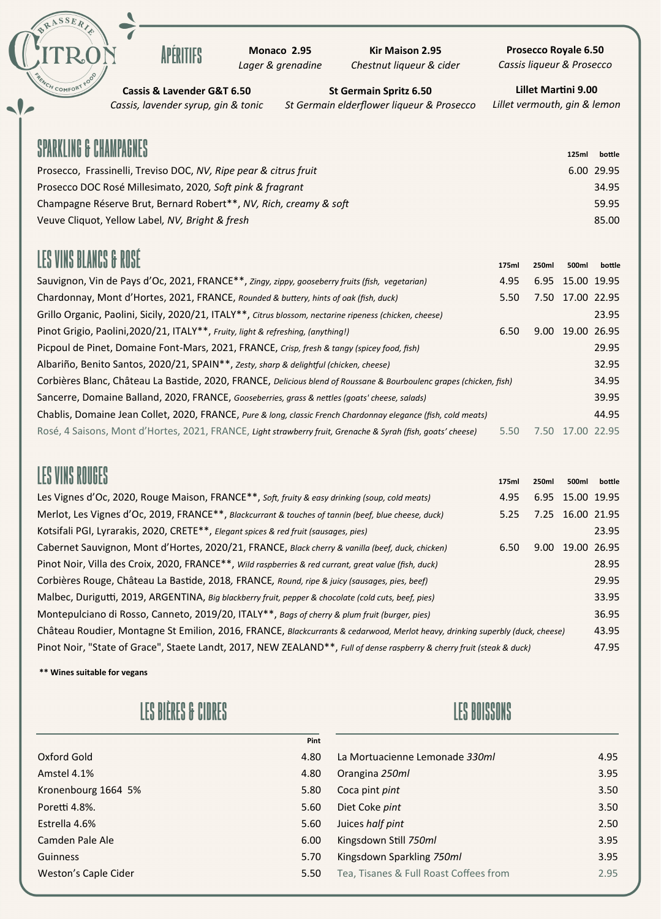BRASSERIE CITRON
FRENCH COMFORT FOOD

## APÉRITIFS

**Monaco 2.95**
*Lager & grenadine*

**Kir Maison 2.95**
*Chestnut liqueur & cider*

**Prosecco Royale 6.50**
*Cassis liqueur & Prosecco*

**Cassis & Lavender G&T 6.50**
*Cassis, lavender syrup, gin & tonic*

**St Germain Spritz 6.50**
*St Germain elderflower liqueur & Prosecco*

**Lillet Martini 9.00**
*Lillet vermouth, gin & lemon*

## SPARKLING & CHAMPAGNES

| | 125ml | bottle |
|---|---|---|
| Prosecco, Frassinelli, Treviso DOC, *NV, Ripe pear & citrus fruit* | 6.00 | 29.95 |
| Prosecco DOC Rosé Millesimato, 2020, *Soft pink & fragrant* | | 34.95 |
| Champagne Réserve Brut, Bernard Robert**, *NV, Rich, creamy & soft* | | 59.95 |
| Veuve Cliquot, Yellow Label, *NV, Bright & fresh* | | 85.00 |

## LES VINS BLANCS & ROSÉ

| | 175ml | 250ml | 500ml | bottle |
|---|---|---|---|---|
| Sauvignon, Vin de Pays d'Oc, 2021, FRANCE**, *Zingy, zippy, gooseberry fruits (fish, vegetarian)* | 4.95 | 6.95 | 15.00 | 19.95 |
| Chardonnay, Mont d'Hortes, 2021, FRANCE, *Rounded & buttery, hints of oak (fish, duck)* | 5.50 | 7.50 | 17.00 | 22.95 |
| Grillo Organic, Paolini, Sicily, 2020/21, ITALY**, *Citrus blossom, nectarine ripeness (chicken, cheese)* | | | | 23.95 |
| Pinot Grigio, Paolini,2020/21, ITALY**, *Fruity, light & refreshing, (anything!)* | 6.50 | 9.00 | 19.00 | 26.95 |
| Picpoul de Pinet, Domaine Font-Mars, 2021, FRANCE, *Crisp, fresh & tangy (spicey food, fish)* | | | | 29.95 |
| Albariño, Benito Santos, 2020/21, SPAIN**, *Zesty, sharp & delightful (chicken, cheese)* | | | | 32.95 |
| Corbières Blanc, Château La Bastide, 2020, FRANCE, *Delicious blend of Roussane & Bourboulenc grapes (chicken, fish)* | | | | 34.95 |
| Sancerre, Domaine Balland, 2020, FRANCE, *Gooseberries, grass & nettles (goats' cheese, salads)* | | | | 39.95 |
| Chablis, Domaine Jean Collet, 2020, FRANCE, *Pure & long, classic French Chardonnay elegance (fish, cold meats)* | | | | 44.95 |
| Rosé, 4 Saisons, Mont d'Hortes, 2021, FRANCE, *Light strawberry fruit, Grenache & Syrah (fish, goats' cheese)* | 5.50 | 7.50 | 17.00 | 22.95 |

## LES VINS ROUGES

| | 175ml | 250ml | 500ml | bottle |
|---|---|---|---|---|
| Les Vignes d'Oc, 2020, Rouge Maison, FRANCE**, *Soft, fruity & easy drinking (soup, cold meats)* | 4.95 | 6.95 | 15.00 | 19.95 |
| Merlot, Les Vignes d'Oc, 2019, FRANCE**, *Blackcurrant & touches of tannin (beef, blue cheese, duck)* | 5.25 | 7.25 | 16.00 | 21.95 |
| Kotsifali PGI, Lyrarakis, 2020, CRETE**, *Elegant spices & red fruit (sausages, pies)* | | | | 23.95 |
| Cabernet Sauvignon, Mont d'Hortes, 2020/21, FRANCE, *Black cherry & vanilla (beef, duck, chicken)* | 6.50 | 9.00 | 19.00 | 26.95 |
| Pinot Noir, Villa des Croix, 2020, FRANCE**, *Wild raspberries & red currant, great value (fish, duck)* | | | | 28.95 |
| Corbières Rouge, Château La Bastide, 2018, FRANCE, *Round, ripe & juicy (sausages, pies, beef)* | | | | 29.95 |
| Malbec, Durigutti, 2019, ARGENTINA, *Big blackberry fruit, pepper & chocolate (cold cuts, beef, pies)* | | | | 33.95 |
| Montepulciano di Rosso, Canneto, 2019/20, ITALY**, *Bags of cherry & plum fruit (burger, pies)* | | | | 36.95 |
| Château Roudier, Montagne St Emilion, 2016, FRANCE, *Blackcurrants & cedarwood, Merlot heavy, drinking superbly (duck, cheese)* | | | | 43.95 |
| Pinot Noir, "State of Grace", Staete Landt, 2017, NEW ZEALAND**, *Full of dense raspberry & cherry fruit (steak & duck)* | | | | 47.95 |

**** Wines suitable for vegans**

## LES BIÈRES & CIDRES

| | Pint |
|---|---|
| Oxford Gold | 4.80 |
| Amstel 4.1% | 4.80 |
| Kronenbourg 1664 5% | 5.80 |
| Poretti 4.8%. | 5.60 |
| Estrella 4.6% | 5.60 |
| Camden Pale Ale | 6.00 |
| Guinness | 5.70 |
| Weston's Caple Cider | 5.50 |

## LES BOISSONS

| | |
|---|---|
| La Mortuacienne Lemonade *330ml* | 4.95 |
| Orangina *250ml* | 3.95 |
| Coca pint *pint* | 3.50 |
| Diet Coke *pint* | 3.50 |
| Juices *half pint* | 2.50 |
| Kingsdown Still *750ml* | 3.95 |
| Kingsdown Sparkling *750ml* | 3.95 |
| Tea, Tisanes & Full Roast Coffees from | 2.95 |